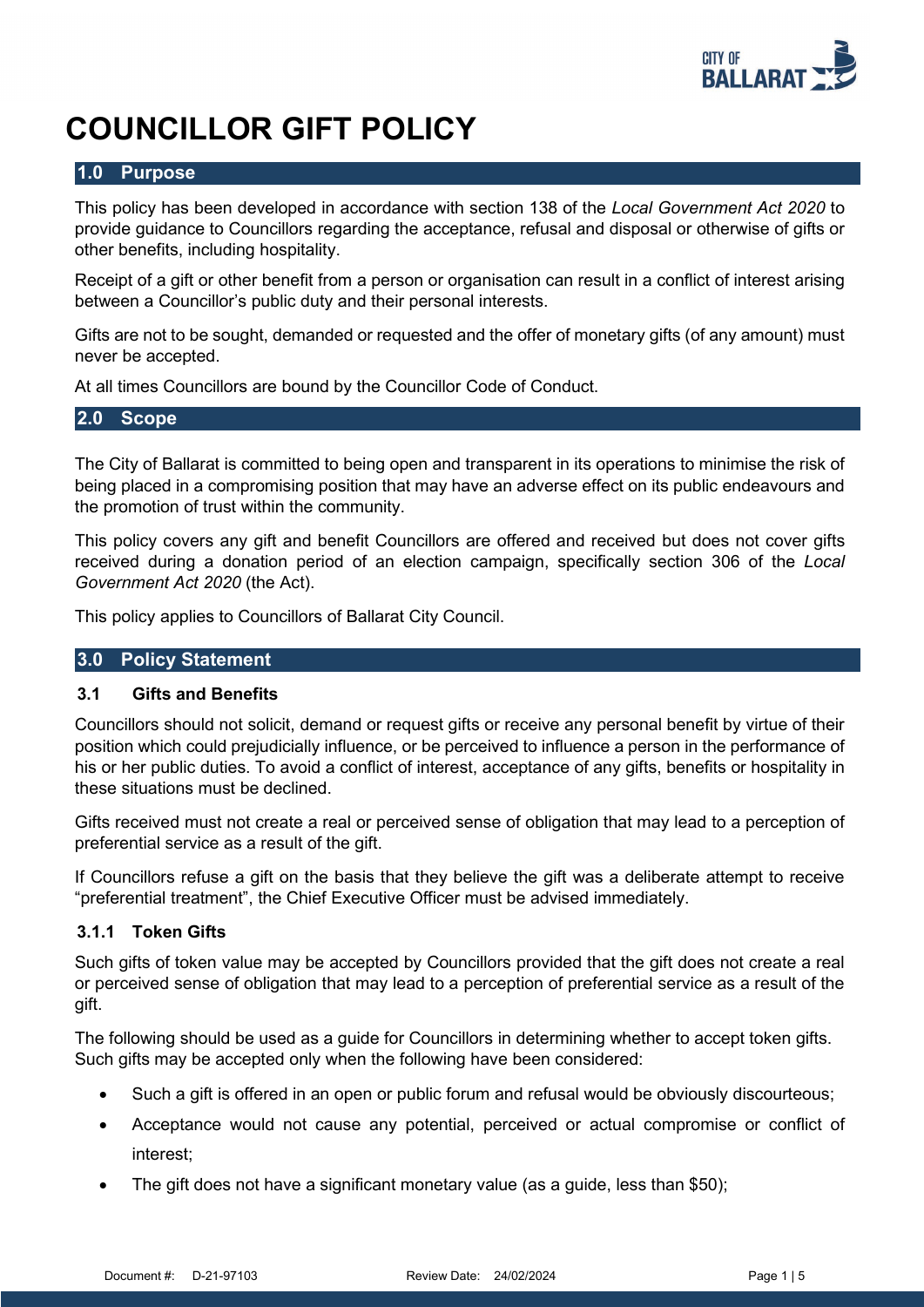# COUNCILLOR GIFT POLICY

## 1.0 Purpose

This policy has been developed in accordance with section 138 of the *Local Government Act 2020* to provide guidance to Councillors regarding the acceptance, refusal and disposal or otherwise of gifts or other benefits, including hospitality.

Receipt of a gift or other benefit from a person or organisation can result in a conflict of interest arising between a Councillor's public duty and their personal interests.

Gifts are not to be sought, demanded or requested and the offer of monetary gifts (of any amount) must never be accepted.

At all times Councillors are bound by the Councillor Code of Conduct.

## 2.0 Scope

The City of Ballarat is committed to being open and transparent in its operations to minimise the risk of being placed in a compromising position that may have an adverse effect on its public endeavours and the promotion of trust within the community.

This policy covers any gift and benefit Councillors are offered and received but does not cover gifts received during a donation period of an election campaign, specifically section 306 of the *Local Government Act 2020* (the Act).

This policy applies to Councillors of Ballarat City Council.

## 3.0 Policy Statement

### 3.1 Gifts and Benefits

Councillors should not solicit, demand or request gifts or receive any personal benefit by virtue of their position which could prejudicially influence, or be perceived to influence a person in the performance of his or her public duties. To avoid a conflict of interest, acceptance of any gifts, benefits or hospitality in these situations must be declined.

Gifts received must not create a real or perceived sense of obligation that may lead to a perception of preferential service as a result of the gift.

If Councillors refuse a gift on the basis that they believe the gift was a deliberate attempt to receive "preferential treatment", the Chief Executive Officer must be advised immediately.

#### 3.1.1 Token Gifts

Such gifts of token value may be accepted by Councillors provided that the gift does not create a real or perceived sense of obligation that may lead to a perception of preferential service as a result of the gift.

The following should be used as a guide for Councillors in determining whether to accept token gifts. Such gifts may be accepted only when the following have been considered:

- Such a gift is offered in an open or public forum and refusal would be obviously discourteous;
- Acceptance would not cause any potential, perceived or actual compromise or conflict of interest;
- The gift does not have a significant monetary value (as a guide, less than $50);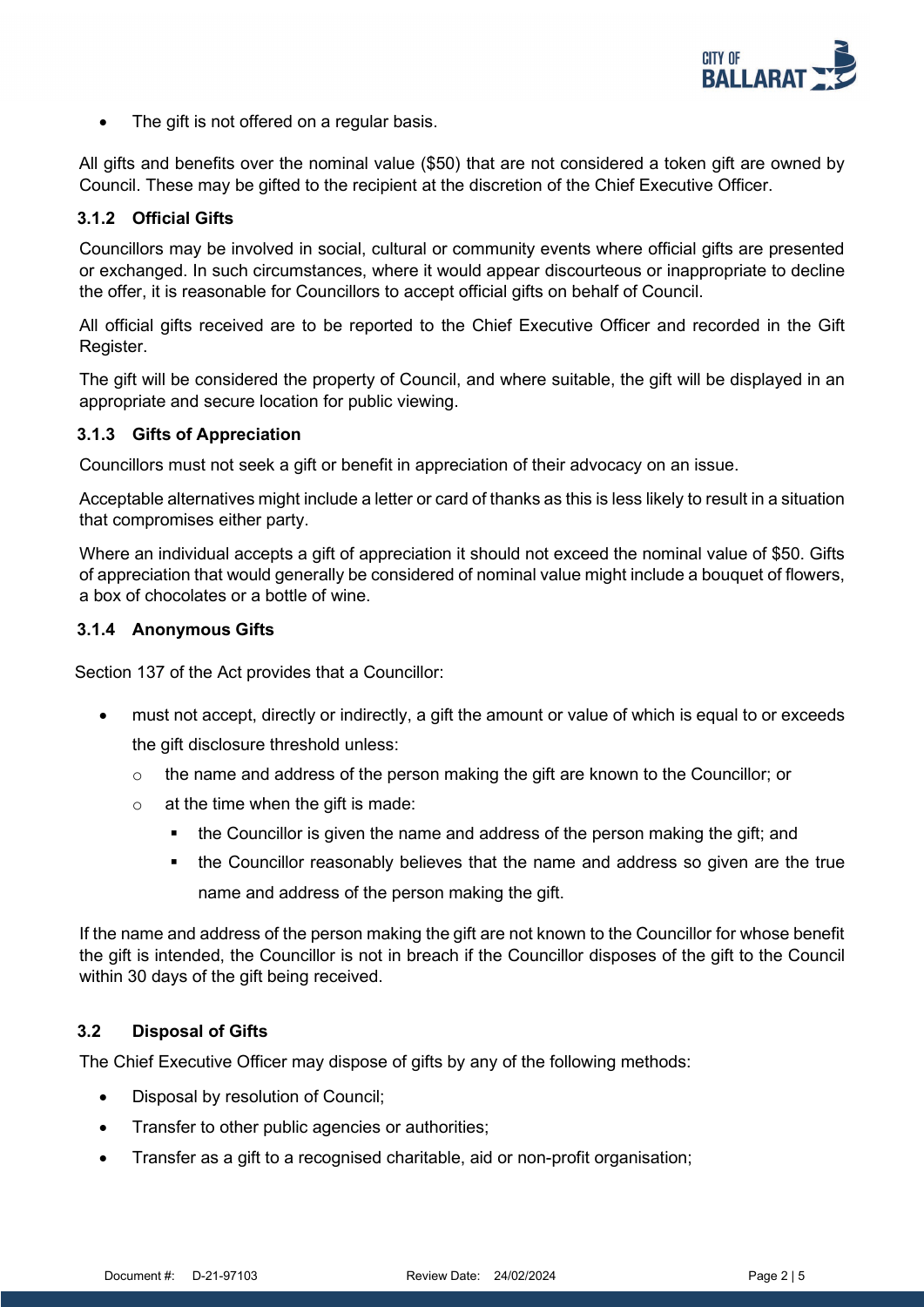- The gift is not offered on a regular basis.

All gifts and benefits over the nominal value ($50) that are not considered a token gift are owned by Council. These may be gifted to the recipient at the discretion of the Chief Executive Officer.

### 3.1.2 Official Gifts

Councillors may be involved in social, cultural or community events where official gifts are presented or exchanged. In such circumstances, where it would appear discourteous or inappropriate to decline the offer, it is reasonable for Councillors to accept official gifts on behalf of Council.

All official gifts received are to be reported to the Chief Executive Officer and recorded in the Gift Register.

The gift will be considered the property of Council, and where suitable, the gift will be displayed in an appropriate and secure location for public viewing.

### 3.1.3 Gifts of Appreciation

Councillors must not seek a gift or benefit in appreciation of their advocacy on an issue.

Acceptable alternatives might include a letter or card of thanks as this is less likely to result in a situation that compromises either party.

Where an individual accepts a gift of appreciation it should not exceed the nominal value of $50. Gifts of appreciation that would generally be considered of nominal value might include a bouquet of flowers, a box of chocolates or a bottle of wine.

### 3.1.4 Anonymous Gifts

Section 137 of the Act provides that a Councillor:

- must not accept, directly or indirectly, a gift the amount or value of which is equal to or exceeds the gift disclosure threshold unless:
  - the name and address of the person making the gift are known to the Councillor; or
  - at the time when the gift is made:
    - the Councillor is given the name and address of the person making the gift; and
    - the Councillor reasonably believes that the name and address so given are the true name and address of the person making the gift.

If the name and address of the person making the gift are not known to the Councillor for whose benefit the gift is intended, the Councillor is not in breach if the Councillor disposes of the gift to the Council within 30 days of the gift being received.

## 3.2 Disposal of Gifts

The Chief Executive Officer may dispose of gifts by any of the following methods:

- Disposal by resolution of Council;
- Transfer to other public agencies or authorities;
- Transfer as a gift to a recognised charitable, aid or non-profit organisation;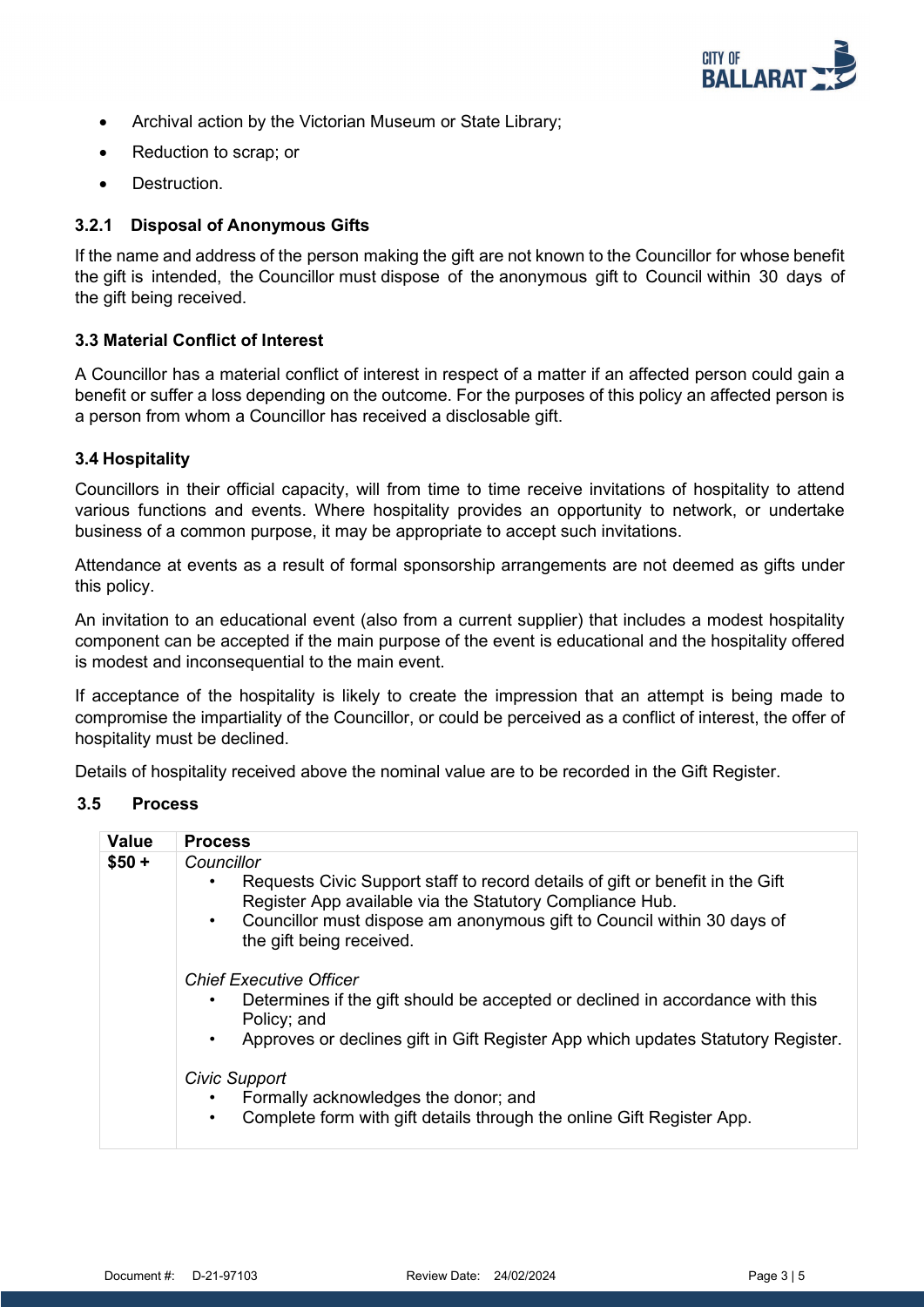- Archival action by the Victorian Museum or State Library;
- Reduction to scrap; or
- Destruction.

#### 3.2.1 Disposal of Anonymous Gifts

If the name and address of the person making the gift are not known to the Councillor for whose benefit the gift is intended, the Councillor must dispose of the anonymous gift to Council within 30 days of the gift being received.

### 3.3 Material Conflict of Interest

A Councillor has a material conflict of interest in respect of a matter if an affected person could gain a benefit or suffer a loss depending on the outcome. For the purposes of this policy an affected person is a person from whom a Councillor has received a disclosable gift.

### 3.4 Hospitality

Councillors in their official capacity, will from time to time receive invitations of hospitality to attend various functions and events. Where hospitality provides an opportunity to network, or undertake business of a common purpose, it may be appropriate to accept such invitations.

Attendance at events as a result of formal sponsorship arrangements are not deemed as gifts under this policy.

An invitation to an educational event (also from a current supplier) that includes a modest hospitality component can be accepted if the main purpose of the event is educational and the hospitality offered is modest and inconsequential to the main event.

If acceptance of the hospitality is likely to create the impression that an attempt is being made to compromise the impartiality of the Councillor, or could be perceived as a conflict of interest, the offer of hospitality must be declined.

Details of hospitality received above the nominal value are to be recorded in the Gift Register.

### 3.5 Process

| Value | Process |
|---|---|
| **$50 +** | *Councillor*<br>• Requests Civic Support staff to record details of gift or benefit in the Gift Register App available via the Statutory Compliance Hub.<br>• Councillor must dispose am anonymous gift to Council within 30 days of the gift being received.<br><br>*Chief Executive Officer*<br>• Determines if the gift should be accepted or declined in accordance with this Policy; and<br>• Approves or declines gift in Gift Register App which updates Statutory Register.<br><br>*Civic Support*<br>• Formally acknowledges the donor; and<br>• Complete form with gift details through the online Gift Register App. |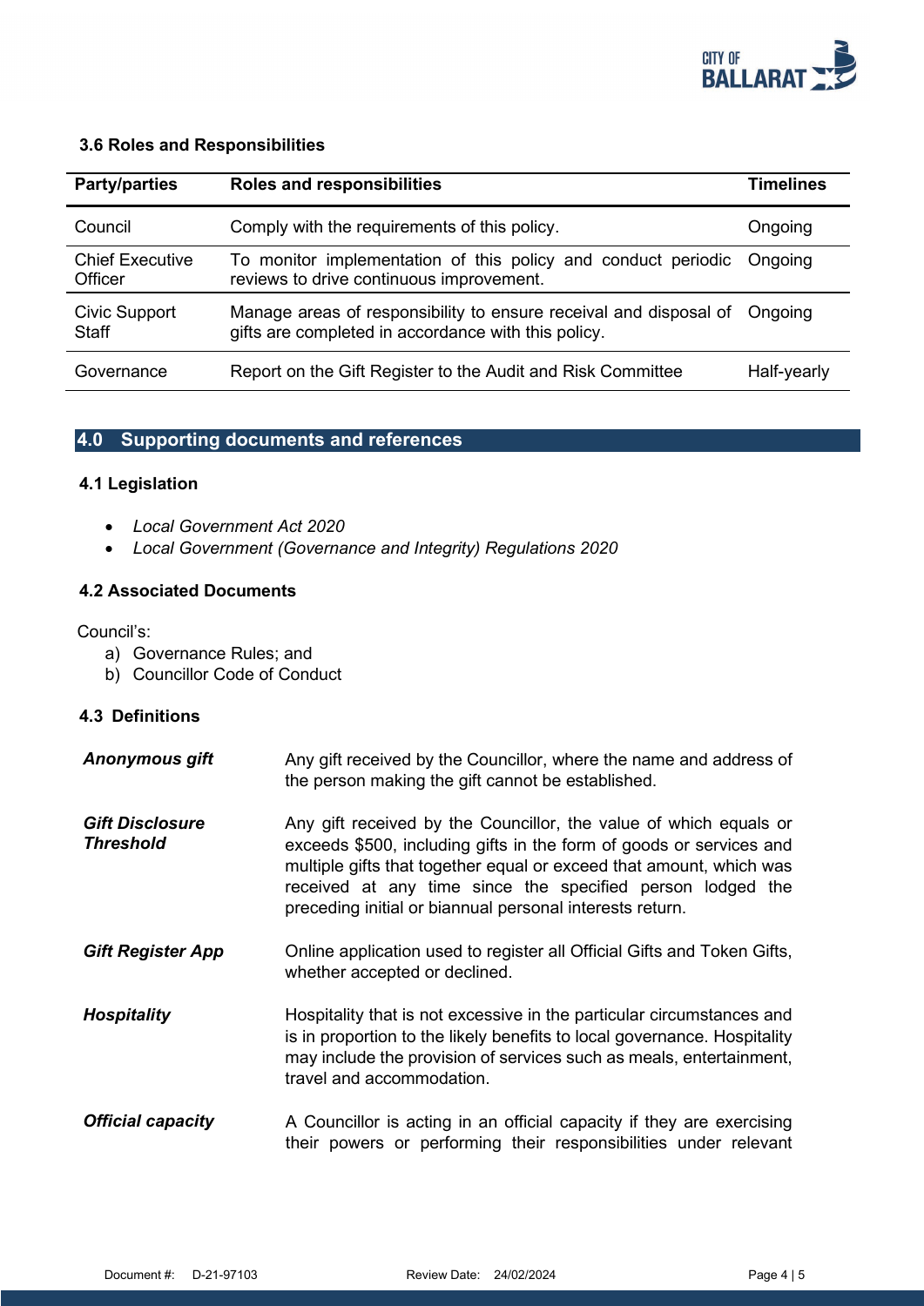### 3.6 Roles and Responsibilities

| Party/parties | Roles and responsibilities | Timelines |
|---|---|---|
| Council | Comply with the requirements of this policy. | Ongoing |
| Chief Executive Officer | To monitor implementation of this policy and conduct periodic reviews to drive continuous improvement. | Ongoing |
| Civic Support Staff | Manage areas of responsibility to ensure receival and disposal of gifts are completed in accordance with this policy. | Ongoing |
| Governance | Report on the Gift Register to the Audit and Risk Committee | Half-yearly |

## 4.0 Supporting documents and references

### 4.1 Legislation

- *Local Government Act 2020*
- *Local Government (Governance and Integrity) Regulations 2020*

### 4.2 Associated Documents

Council's:

a) Governance Rules; and
b) Councillor Code of Conduct

### 4.3 Definitions

***Anonymous gift*** — Any gift received by the Councillor, where the name and address of the person making the gift cannot be established.

***Gift Disclosure Threshold*** — Any gift received by the Councillor, the value of which equals or exceeds $500, including gifts in the form of goods or services and multiple gifts that together equal or exceed that amount, which was received at any time since the specified person lodged the preceding initial or biannual personal interests return.

***Gift Register App*** — Online application used to register all Official Gifts and Token Gifts, whether accepted or declined.

***Hospitality*** — Hospitality that is not excessive in the particular circumstances and is in proportion to the likely benefits to local governance. Hospitality may include the provision of services such as meals, entertainment, travel and accommodation.

***Official capacity*** — A Councillor is acting in an official capacity if they are exercising their powers or performing their responsibilities under relevant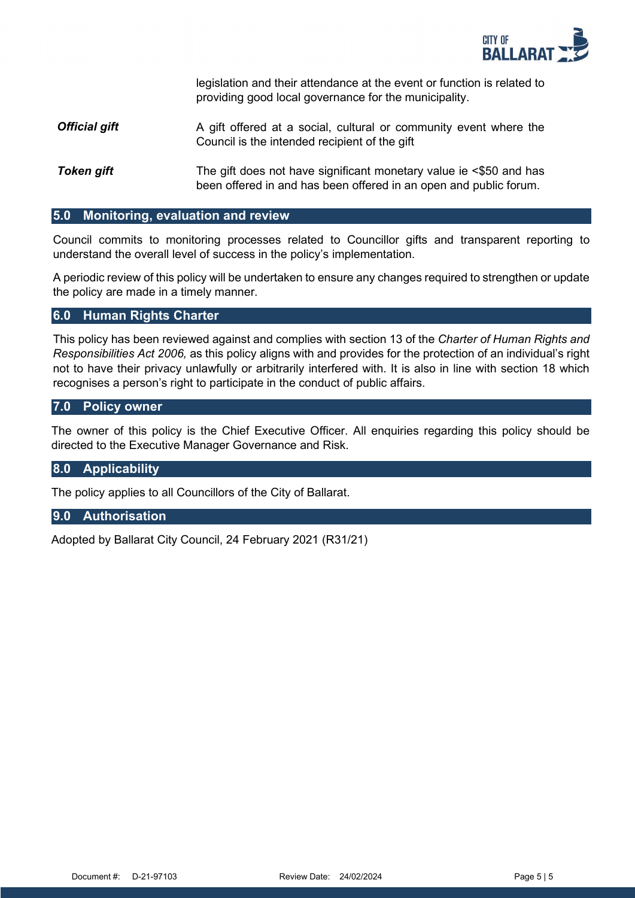| | |
|---|---|
| | legislation and their attendance at the event or function is related to providing good local governance for the municipality. |
| ***Official gift*** | A gift offered at a social, cultural or community event where the Council is the intended recipient of the gift |
| ***Token gift*** | The gift does not have significant monetary value ie <$50 and has been offered in and has been offered in an open and public forum. |

## 5.0 Monitoring, evaluation and review

Council commits to monitoring processes related to Councillor gifts and transparent reporting to understand the overall level of success in the policy's implementation.

A periodic review of this policy will be undertaken to ensure any changes required to strengthen or update the policy are made in a timely manner.

## 6.0 Human Rights Charter

This policy has been reviewed against and complies with section 13 of the *Charter of Human Rights and Responsibilities Act 2006,* as this policy aligns with and provides for the protection of an individual's right not to have their privacy unlawfully or arbitrarily interfered with. It is also in line with section 18 which recognises a person's right to participate in the conduct of public affairs.

## 7.0 Policy owner

The owner of this policy is the Chief Executive Officer. All enquiries regarding this policy should be directed to the Executive Manager Governance and Risk.

## 8.0 Applicability

The policy applies to all Councillors of the City of Ballarat.

## 9.0 Authorisation

Adopted by Ballarat City Council, 24 February 2021 (R31/21)